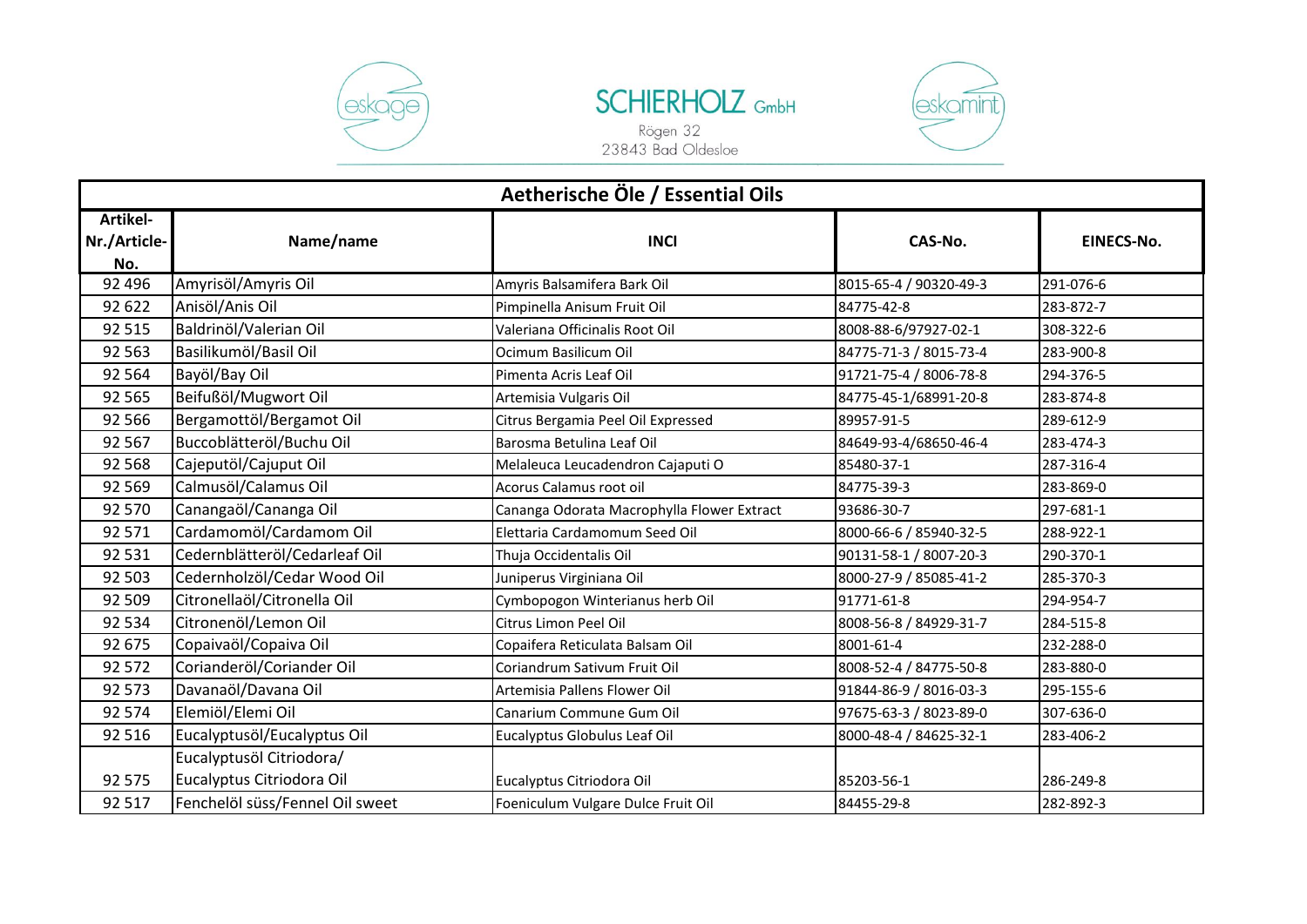SCHIERHOLZ GmbH

Rögen 32
23843 Bad Oldesloe

| Aetherische Öle / Essential Oils | | | | |
|---|---|---|---|---|
| Artikel-Nr./Article-No. | Name/name | INCI | CAS-No. | EINECS-No. |
| 92 496 | Amyrisöl/Amyris Oil | Amyris Balsamifera Bark Oil | 8015-65-4 / 90320-49-3 | 291-076-6 |
| 92 622 | Anisöl/Anis Oil | Pimpinella Anisum Fruit Oil | 84775-42-8 | 283-872-7 |
| 92 515 | Baldrinöl/Valerian Oil | Valeriana Officinalis Root Oil | 8008-88-6/97927-02-1 | 308-322-6 |
| 92 563 | Basilikumöl/Basil Oil | Ocimum Basilicum Oil | 84775-71-3 / 8015-73-4 | 283-900-8 |
| 92 564 | Bayöl/Bay Oil | Pimenta Acris Leaf Oil | 91721-75-4 / 8006-78-8 | 294-376-5 |
| 92 565 | Beifußöl/Mugwort Oil | Artemisia Vulgaris Oil | 84775-45-1/68991-20-8 | 283-874-8 |
| 92 566 | Bergamottöl/Bergamot Oil | Citrus Bergamia Peel Oil Expressed | 89957-91-5 | 289-612-9 |
| 92 567 | Buccoblätteröl/Buchu Oil | Barosma Betulina Leaf Oil | 84649-93-4/68650-46-4 | 283-474-3 |
| 92 568 | Cajeputöl/Cajuput Oil | Melaleuca Leucadendron Cajaputi O | 85480-37-1 | 287-316-4 |
| 92 569 | Calmusöl/Calamus Oil | Acorus Calamus root oil | 84775-39-3 | 283-869-0 |
| 92 570 | Canangaöl/Cananga Oil | Cananga Odorata Macrophylla Flower Extract | 93686-30-7 | 297-681-1 |
| 92 571 | Cardamomöl/Cardamom Oil | Elettaria Cardamomum Seed Oil | 8000-66-6 / 85940-32-5 | 288-922-1 |
| 92 531 | Cedernblätteröl/Cedarleaf Oil | Thuja Occidentalis Oil | 90131-58-1 / 8007-20-3 | 290-370-1 |
| 92 503 | Cedernholzöl/Cedar Wood Oil | Juniperus Virginiana Oil | 8000-27-9 / 85085-41-2 | 285-370-3 |
| 92 509 | Citronellaöl/Citronella Oil | Cymbopogon Winterianus herb Oil | 91771-61-8 | 294-954-7 |
| 92 534 | Citronenöl/Lemon Oil | Citrus Limon Peel Oil | 8008-56-8 / 84929-31-7 | 284-515-8 |
| 92 675 | Copaivaöl/Copaiva Oil | Copaifera Reticulata Balsam Oil | 8001-61-4 | 232-288-0 |
| 92 572 | Corianderöl/Coriander Oil | Coriandrum Sativum Fruit Oil | 8008-52-4 / 84775-50-8 | 283-880-0 |
| 92 573 | Davanaöl/Davana Oil | Artemisia Pallens Flower Oil | 91844-86-9 / 8016-03-3 | 295-155-6 |
| 92 574 | Elemiöl/Elemi Oil | Canarium Commune Gum Oil | 97675-63-3 / 8023-89-0 | 307-636-0 |
| 92 516 | Eucalyptusöl/Eucalyptus Oil | Eucalyptus Globulus Leaf Oil | 8000-48-4 / 84625-32-1 | 283-406-2 |
| 92 575 | Eucalyptusöl Citriodora/ Eucalyptus Citriodora Oil | Eucalyptus Citriodora Oil | 85203-56-1 | 286-249-8 |
| 92 517 | Fenchelöl süss/Fennel Oil sweet | Foeniculum Vulgare Dulce Fruit Oil | 84455-29-8 | 282-892-3 |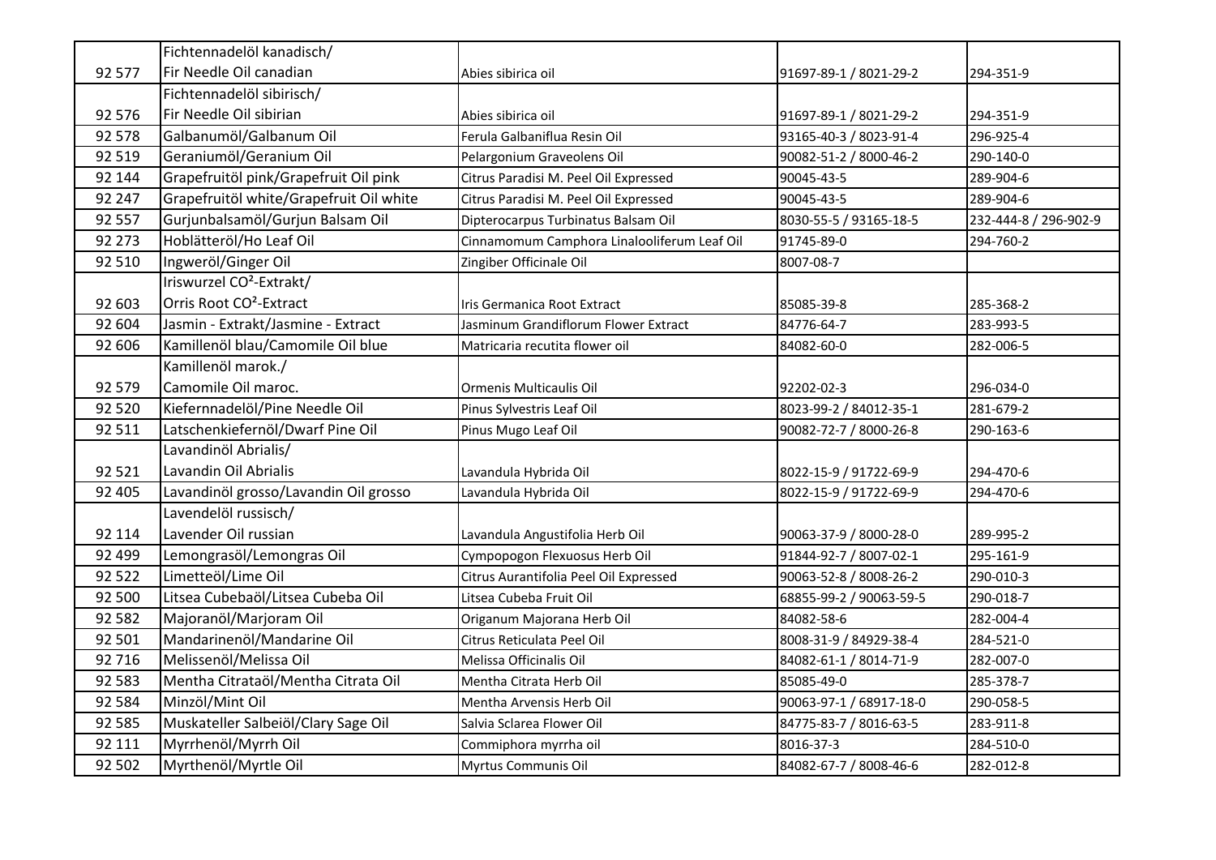| | | | | |
|---|---|---|---|---|
| 92 577 | Fichtennadelöl kanadisch/ Fir Needle Oil canadian | Abies sibirica oil | 91697-89-1 / 8021-29-2 | 294-351-9 |
| 92 576 | Fichtennadelöl sibirisch/ Fir Needle Oil sibirian | Abies sibirica oil | 91697-89-1 / 8021-29-2 | 294-351-9 |
| 92 578 | Galbanumöl/Galbanum Oil | Ferula Galbaniflua Resin Oil | 93165-40-3 / 8023-91-4 | 296-925-4 |
| 92 519 | Geraniumöl/Geranium Oil | Pelargonium Graveolens Oil | 90082-51-2 / 8000-46-2 | 290-140-0 |
| 92 144 | Grapefruitöl pink/Grapefruit Oil pink | Citrus Paradisi M. Peel Oil Expressed | 90045-43-5 | 289-904-6 |
| 92 247 | Grapefruitöl white/Grapefruit Oil white | Citrus Paradisi M. Peel Oil Expressed | 90045-43-5 | 289-904-6 |
| 92 557 | Gurjunbalsamöl/Gurjun Balsam Oil | Dipterocarpus Turbinatus Balsam Oil | 8030-55-5 / 93165-18-5 | 232-444-8 / 296-902-9 |
| 92 273 | Hoblätteröl/Ho Leaf Oil | Cinnamomum Camphora Linalooliferum Leaf Oil | 91745-89-0 | 294-760-2 |
| 92 510 | Ingweröl/Ginger Oil | Zingiber Officinale Oil | 8007-08-7 | |
| 92 603 | Iriswurzel $CO^2$-Extrakt/ Orris Root $CO^2$-Extract | Iris Germanica Root Extract | 85085-39-8 | 285-368-2 |
| 92 604 | Jasmin - Extrakt/Jasmine - Extract | Jasminum Grandiflorum Flower Extract | 84776-64-7 | 283-993-5 |
| 92 606 | Kamillenöl blau/Camomile Oil blue | Matricaria recutita flower oil | 84082-60-0 | 282-006-5 |
| 92 579 | Kamillenöl marok./ Camomile Oil maroc. | Ormenis Multicaulis Oil | 92202-02-3 | 296-034-0 |
| 92 520 | Kiefernnadelöl/Pine Needle Oil | Pinus Sylvestris Leaf Oil | 8023-99-2 / 84012-35-1 | 281-679-2 |
| 92 511 | Latschenkiefernöl/Dwarf Pine Oil | Pinus Mugo Leaf Oil | 90082-72-7 / 8000-26-8 | 290-163-6 |
| 92 521 | Lavandinöl Abrialis/ Lavandin Oil Abrialis | Lavandula Hybrida Oil | 8022-15-9 / 91722-69-9 | 294-470-6 |
| 92 405 | Lavandinöl grosso/Lavandin Oil grosso | Lavandula Hybrida Oil | 8022-15-9 / 91722-69-9 | 294-470-6 |
| 92 114 | Lavendelöl russisch/ Lavender Oil russian | Lavandula Angustifolia Herb Oil | 90063-37-9 / 8000-28-0 | 289-995-2 |
| 92 499 | Lemongrasöl/Lemongras Oil | Cympopogon Flexuosus Herb Oil | 91844-92-7 / 8007-02-1 | 295-161-9 |
| 92 522 | Limetteöl/Lime Oil | Citrus Aurantifolia Peel Oil Expressed | 90063-52-8 / 8008-26-2 | 290-010-3 |
| 92 500 | Litsea Cubebaöl/Litsea Cubeba Oil | Litsea Cubeba Fruit Oil | 68855-99-2 / 90063-59-5 | 290-018-7 |
| 92 582 | Majoranöl/Marjoram Oil | Origanum Majorana Herb Oil | 84082-58-6 | 282-004-4 |
| 92 501 | Mandarinenöl/Mandarine Oil | Citrus Reticulata Peel Oil | 8008-31-9 / 84929-38-4 | 284-521-0 |
| 92 716 | Melissenöl/Melissa Oil | Melissa Officinalis Oil | 84082-61-1 / 8014-71-9 | 282-007-0 |
| 92 583 | Mentha Citrataöl/Mentha Citrata Oil | Mentha Citrata Herb Oil | 85085-49-0 | 285-378-7 |
| 92 584 | Minzöl/Mint Oil | Mentha Arvensis Herb Oil | 90063-97-1 / 68917-18-0 | 290-058-5 |
| 92 585 | Muskateller Salbeiöl/Clary Sage Oil | Salvia Sclarea Flower Oil | 84775-83-7 / 8016-63-5 | 283-911-8 |
| 92 111 | Myrrhenöl/Myrrh Oil | Commiphora myrrha oil | 8016-37-3 | 284-510-0 |
| 92 502 | Myrthenöl/Myrtle Oil | Myrtus Communis Oil | 84082-67-7 / 8008-46-6 | 282-012-8 |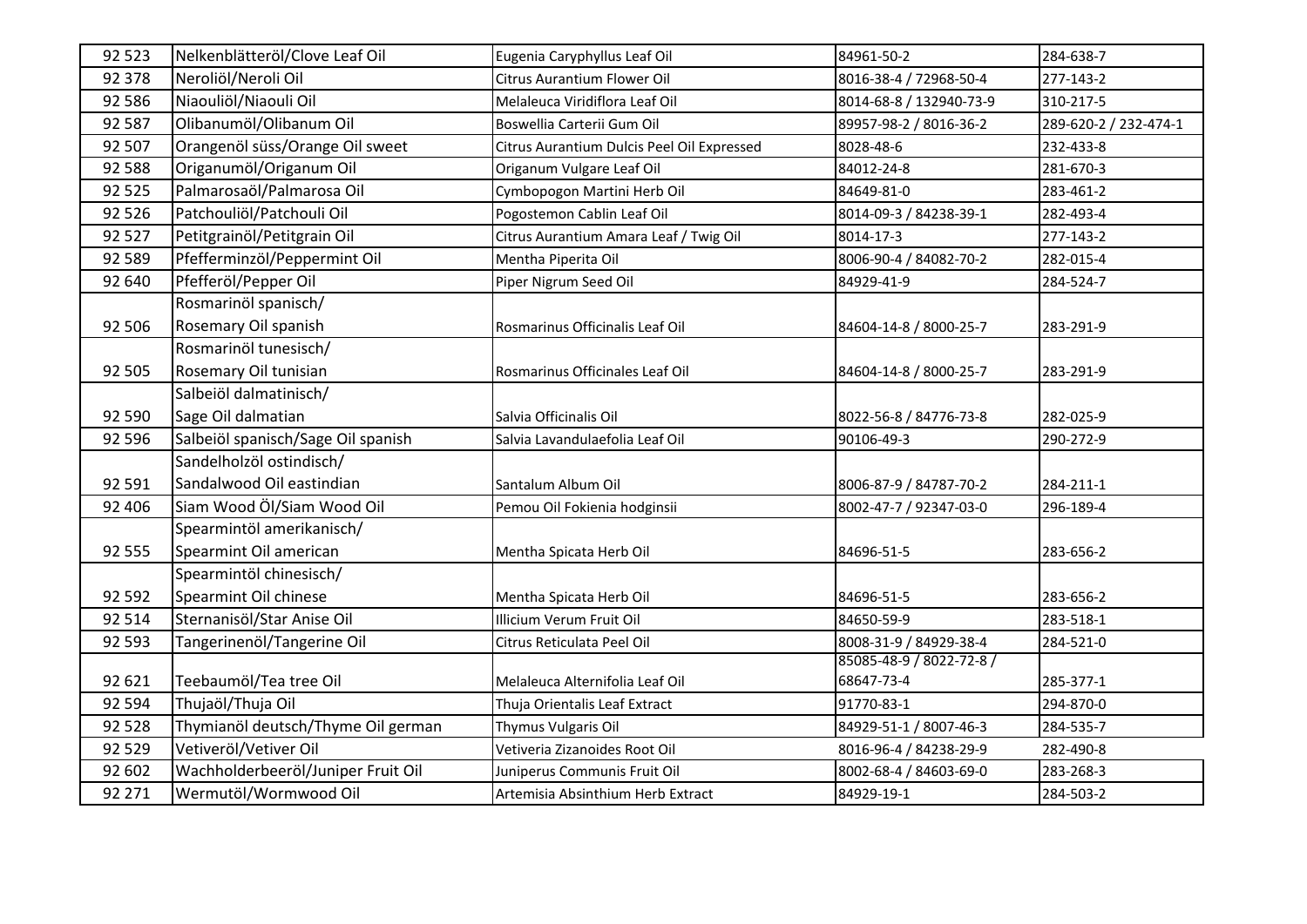| 92 523 | Nelkenblätteröl/Clove Leaf Oil | Eugenia Caryphyllus Leaf Oil | 84961-50-2 | 284-638-7 |
|---|---|---|---|---|
| 92 378 | Neroliöl/Neroli Oil | Citrus Aurantium Flower Oil | 8016-38-4 / 72968-50-4 | 277-143-2 |
| 92 586 | Niaouliöl/Niaouli Oil | Melaleuca Viridiflora Leaf Oil | 8014-68-8 / 132940-73-9 | 310-217-5 |
| 92 587 | Olibanumöl/Olibanum Oil | Boswellia Carterii Gum Oil | 89957-98-2 / 8016-36-2 | 289-620-2 / 232-474-1 |
| 92 507 | Orangenöl süss/Orange Oil sweet | Citrus Aurantium Dulcis Peel Oil Expressed | 8028-48-6 | 232-433-8 |
| 92 588 | Origanumöl/Origanum Oil | Origanum Vulgare Leaf Oil | 84012-24-8 | 281-670-3 |
| 92 525 | Palmarosaöl/Palmarosa Oil | Cymbopogon Martini Herb Oil | 84649-81-0 | 283-461-2 |
| 92 526 | Patchouliöl/Patchouli Oil | Pogostemon Cablin Leaf Oil | 8014-09-3 / 84238-39-1 | 282-493-4 |
| 92 527 | Petitgrainöl/Petitgrain Oil | Citrus Aurantium Amara Leaf / Twig Oil | 8014-17-3 | 277-143-2 |
| 92 589 | Pfefferminzöl/Peppermint Oil | Mentha Piperita Oil | 8006-90-4 / 84082-70-2 | 282-015-4 |
| 92 640 | Pfefferöl/Pepper Oil | Piper Nigrum Seed Oil | 84929-41-9 | 284-524-7 |
| 92 506 | Rosmarinöl spanisch/ Rosemary Oil spanish | Rosmarinus Officinalis Leaf Oil | 84604-14-8 / 8000-25-7 | 283-291-9 |
| 92 505 | Rosmarinöl tunesisch/ Rosemary Oil tunisian | Rosmarinus Officinales Leaf Oil | 84604-14-8 / 8000-25-7 | 283-291-9 |
| 92 590 | Salbeiöl dalmatinisch/ Sage Oil dalmatian | Salvia Officinalis Oil | 8022-56-8 / 84776-73-8 | 282-025-9 |
| 92 596 | Salbeiöl spanisch/Sage Oil spanish | Salvia Lavandulaefolia Leaf Oil | 90106-49-3 | 290-272-9 |
| 92 591 | Sandelholzöl ostindisch/ Sandalwood Oil eastindian | Santalum Album Oil | 8006-87-9 / 84787-70-2 | 284-211-1 |
| 92 406 | Siam Wood Öl/Siam Wood Oil | Pemou Oil Fokienia hodginsii | 8002-47-7 / 92347-03-0 | 296-189-4 |
| 92 555 | Spearmintöl amerikanisch/ Spearmint Oil american | Mentha Spicata Herb Oil | 84696-51-5 | 283-656-2 |
| 92 592 | Spearmintöl chinesisch/ Spearmint Oil chinese | Mentha Spicata Herb Oil | 84696-51-5 | 283-656-2 |
| 92 514 | Sternanisöl/Star Anise Oil | Illicium Verum Fruit Oil | 84650-59-9 | 283-518-1 |
| 92 593 | Tangerinenöl/Tangerine Oil | Citrus Reticulata Peel Oil | 8008-31-9 / 84929-38-4 | 284-521-0 |
| 92 621 | Teebaumöl/Tea tree Oil | Melaleuca Alternifolia Leaf Oil | 85085-48-9 / 8022-72-8 / 68647-73-4 | 285-377-1 |
| 92 594 | Thujaöl/Thuja Oil | Thuja Orientalis Leaf Extract | 91770-83-1 | 294-870-0 |
| 92 528 | Thymianöl deutsch/Thyme Oil german | Thymus Vulgaris Oil | 84929-51-1 / 8007-46-3 | 284-535-7 |
| 92 529 | Vetiveröl/Vetiver Oil | Vetiveria Zizanoides Root Oil | 8016-96-4 / 84238-29-9 | 282-490-8 |
| 92 602 | Wachholderbeeröl/Juniper Fruit Oil | Juniperus Communis Fruit Oil | 8002-68-4 / 84603-69-0 | 283-268-3 |
| 92 271 | Wermutöl/Wormwood Oil | Artemisia Absinthium Herb Extract | 84929-19-1 | 284-503-2 |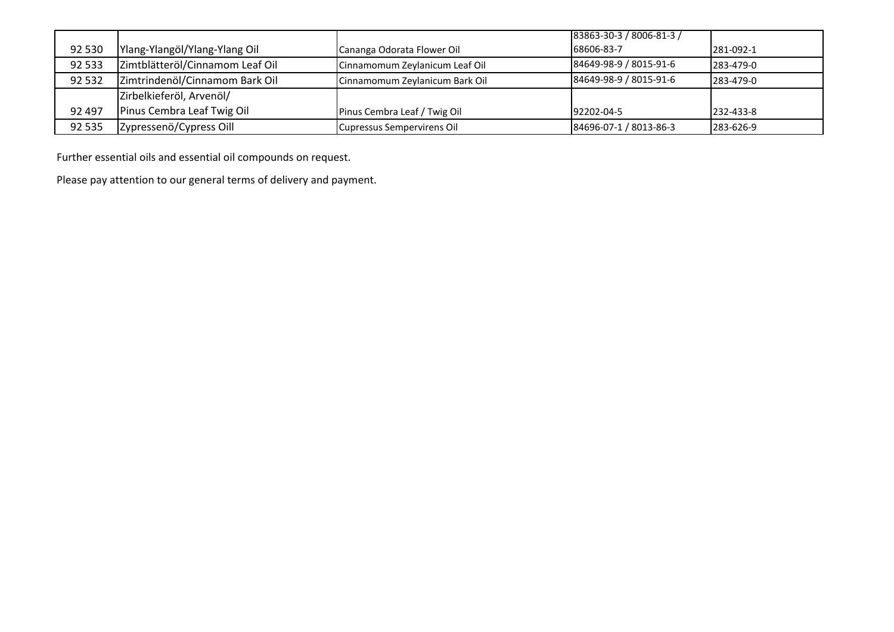| | | | | |
|---|---|---|---|---|
| 92 530 | Ylang-Ylangöl/Ylang-Ylang Oil | Cananga Odorata Flower Oil | 83863-30-3 / 8006-81-3 / 68606-83-7 | 281-092-1 |
| 92 533 | Zimtblätteröl/Cinnamom Leaf Oil | Cinnamomum Zeylanicum Leaf Oil | 84649-98-9 / 8015-91-6 | 283-479-0 |
| 92 532 | Zimtrindenöl/Cinnamom Bark Oil | Cinnamomum Zeylanicum Bark Oil | 84649-98-9 / 8015-91-6 | 283-479-0 |
| 92 497 | Zirbelkieferöl, Arvenöl/ Pinus Cembra Leaf Twig Oil | Pinus Cembra Leaf / Twig Oil | 92202-04-5 | 232-433-8 |
| 92 535 | Zypressenö/Cypress Oill | Cupressus Sempervirens Oil | 84696-07-1 / 8013-86-3 | 283-626-9 |

Further essential oils and essential oil compounds on request.

Please pay attention to our general terms of delivery and payment.